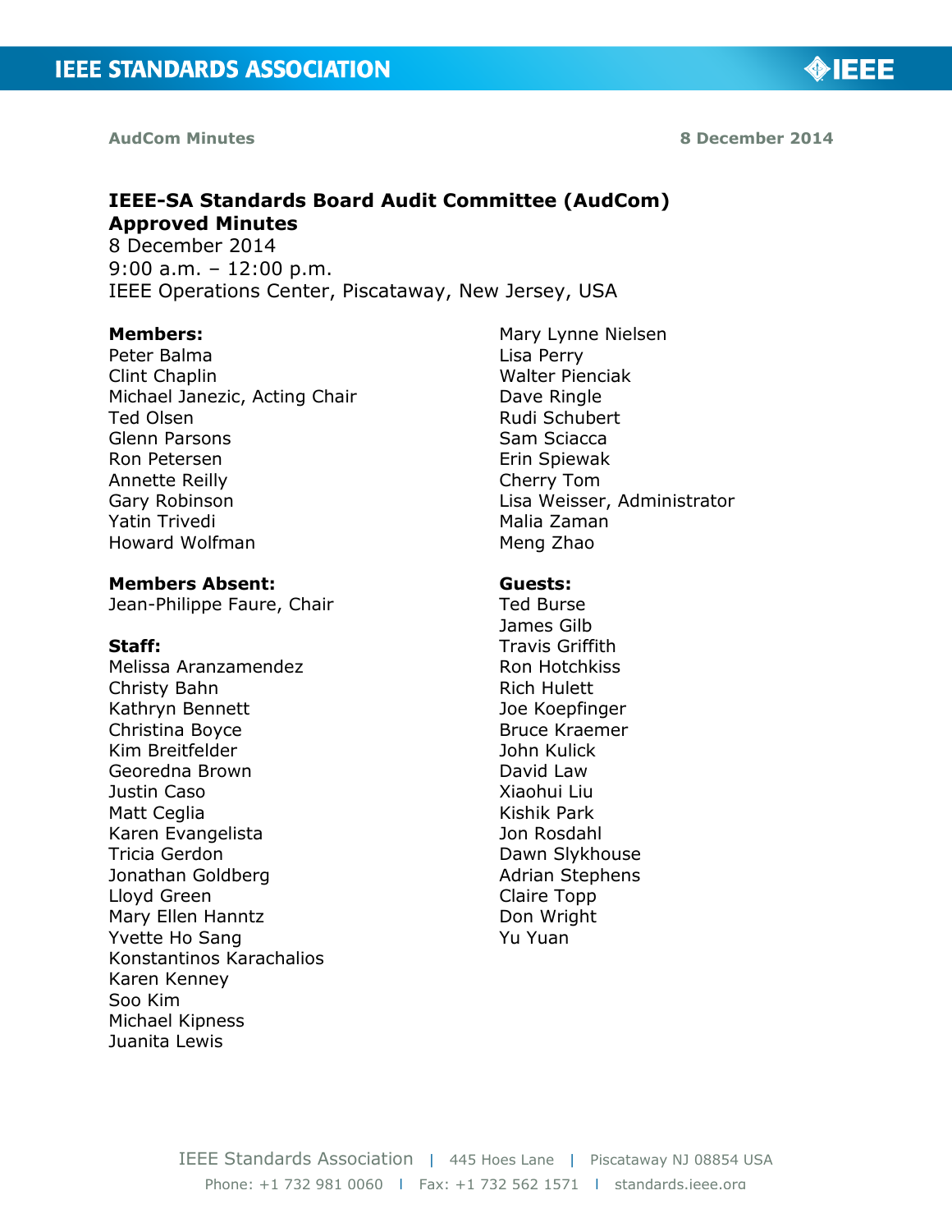# IEEE-SA Standards Board Audit Committee (AudCom)
# Approved Minutes

8 December 2014
9:00 a.m. – 12:00 p.m.
IEEE Operations Center, Piscataway, New Jersey, USA

**Members:**
Peter Balma
Clint Chaplin
Michael Janezic, Acting Chair
Ted Olsen
Glenn Parsons
Ron Petersen
Annette Reilly
Gary Robinson
Yatin Trivedi
Howard Wolfman
Mary Lynne Nielsen
Lisa Perry
Walter Pienciak
Dave Ringle
Rudi Schubert
Sam Sciacca
Erin Spiewak
Cherry Tom
Lisa Weisser, Administrator
Malia Zaman
Meng Zhao

**Members Absent:**
Jean-Philippe Faure, Chair

**Staff:**
Melissa Aranzamendez
Christy Bahn
Kathryn Bennett
Christina Boyce
Kim Breitfelder
Georedna Brown
Justin Caso
Matt Ceglia
Karen Evangelista
Tricia Gerdon
Jonathan Goldberg
Lloyd Green
Mary Ellen Hanntz
Yvette Ho Sang
Konstantinos Karachalios
Karen Kenney
Soo Kim
Michael Kipness
Juanita Lewis

**Guests:**
Ted Burse
James Gilb
Travis Griffith
Ron Hotchkiss
Rich Hulett
Joe Koepfinger
Bruce Kraemer
John Kulick
David Law
Xiaohui Liu
Kishik Park
Jon Rosdahl
Dawn Slykhouse
Adrian Stephens
Claire Topp
Don Wright
Yu Yuan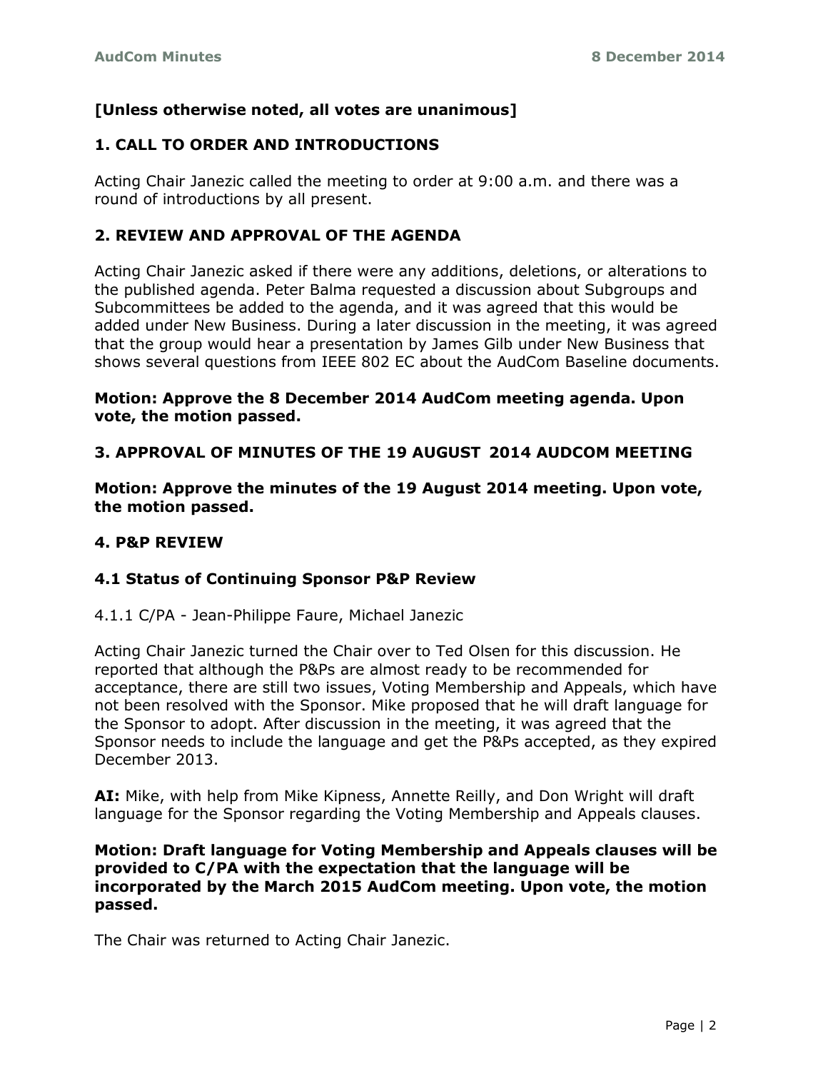**[Unless otherwise noted, all votes are unanimous]**

## 1. CALL TO ORDER AND INTRODUCTIONS

Acting Chair Janezic called the meeting to order at 9:00 a.m. and there was a round of introductions by all present.

## 2. REVIEW AND APPROVAL OF THE AGENDA

Acting Chair Janezic asked if there were any additions, deletions, or alterations to the published agenda. Peter Balma requested a discussion about Subgroups and Subcommittees be added to the agenda, and it was agreed that this would be added under New Business. During a later discussion in the meeting, it was agreed that the group would hear a presentation by James Gilb under New Business that shows several questions from IEEE 802 EC about the AudCom Baseline documents.

**Motion: Approve the 8 December 2014 AudCom meeting agenda. Upon vote, the motion passed.**

## 3. APPROVAL OF MINUTES OF THE 19 AUGUST 2014 AUDCOM MEETING

**Motion: Approve the minutes of the 19 August 2014 meeting. Upon vote, the motion passed.**

## 4. P&P REVIEW

### 4.1 Status of Continuing Sponsor P&P Review

4.1.1 C/PA - Jean-Philippe Faure, Michael Janezic

Acting Chair Janezic turned the Chair over to Ted Olsen for this discussion. He reported that although the P&Ps are almost ready to be recommended for acceptance, there are still two issues, Voting Membership and Appeals, which have not been resolved with the Sponsor. Mike proposed that he will draft language for the Sponsor to adopt. After discussion in the meeting, it was agreed that the Sponsor needs to include the language and get the P&Ps accepted, as they expired December 2013.

**AI:** Mike, with help from Mike Kipness, Annette Reilly, and Don Wright will draft language for the Sponsor regarding the Voting Membership and Appeals clauses.

**Motion: Draft language for Voting Membership and Appeals clauses will be provided to C/PA with the expectation that the language will be incorporated by the March 2015 AudCom meeting. Upon vote, the motion passed.**

The Chair was returned to Acting Chair Janezic.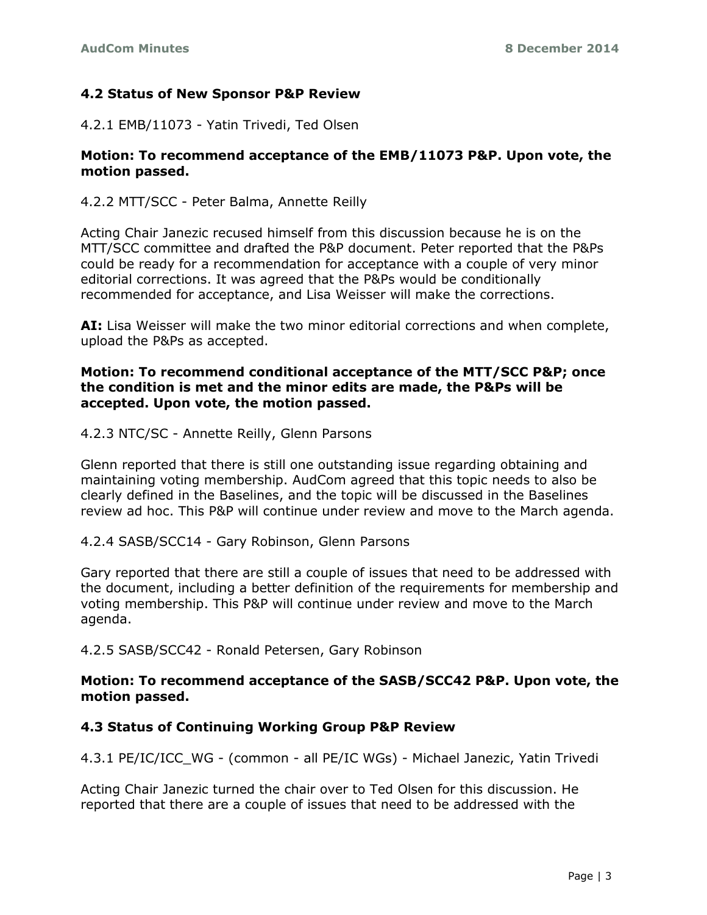### 4.2 Status of New Sponsor P&P Review

4.2.1 EMB/11073 - Yatin Trivedi, Ted Olsen

**Motion: To recommend acceptance of the EMB/11073 P&P. Upon vote, the motion passed.**

4.2.2 MTT/SCC - Peter Balma, Annette Reilly

Acting Chair Janezic recused himself from this discussion because he is on the MTT/SCC committee and drafted the P&P document. Peter reported that the P&Ps could be ready for a recommendation for acceptance with a couple of very minor editorial corrections. It was agreed that the P&Ps would be conditionally recommended for acceptance, and Lisa Weisser will make the corrections.

**AI:** Lisa Weisser will make the two minor editorial corrections and when complete, upload the P&Ps as accepted.

**Motion: To recommend conditional acceptance of the MTT/SCC P&P; once the condition is met and the minor edits are made, the P&Ps will be accepted. Upon vote, the motion passed.**

4.2.3 NTC/SC - Annette Reilly, Glenn Parsons

Glenn reported that there is still one outstanding issue regarding obtaining and maintaining voting membership. AudCom agreed that this topic needs to also be clearly defined in the Baselines, and the topic will be discussed in the Baselines review ad hoc. This P&P will continue under review and move to the March agenda.

4.2.4 SASB/SCC14 - Gary Robinson, Glenn Parsons

Gary reported that there are still a couple of issues that need to be addressed with the document, including a better definition of the requirements for membership and voting membership. This P&P will continue under review and move to the March agenda.

4.2.5 SASB/SCC42 - Ronald Petersen, Gary Robinson

**Motion: To recommend acceptance of the SASB/SCC42 P&P. Upon vote, the motion passed.**

### 4.3 Status of Continuing Working Group P&P Review

4.3.1 PE/IC/ICC_WG - (common - all PE/IC WGs) - Michael Janezic, Yatin Trivedi

Acting Chair Janezic turned the chair over to Ted Olsen for this discussion. He reported that there are a couple of issues that need to be addressed with the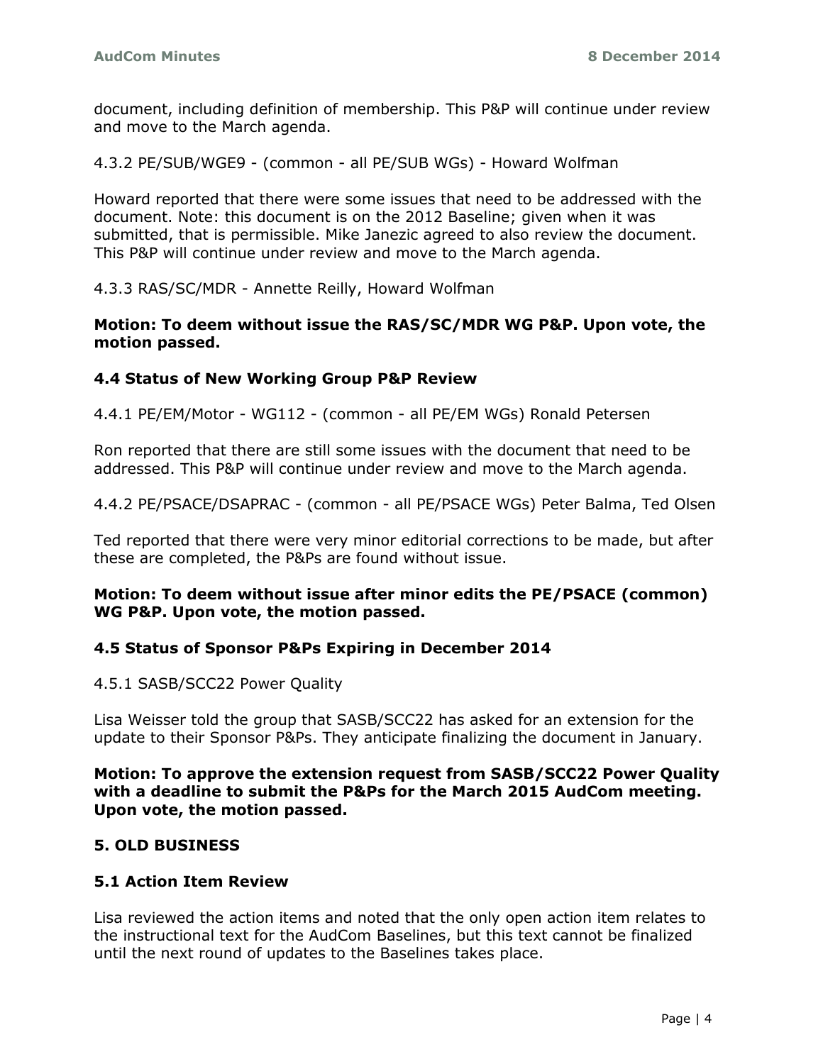document, including definition of membership. This P&P will continue under review and move to the March agenda.

4.3.2 PE/SUB/WGE9 - (common - all PE/SUB WGs) - Howard Wolfman

Howard reported that there were some issues that need to be addressed with the document. Note: this document is on the 2012 Baseline; given when it was submitted, that is permissible. Mike Janezic agreed to also review the document. This P&P will continue under review and move to the March agenda.

4.3.3 RAS/SC/MDR - Annette Reilly, Howard Wolfman

**Motion: To deem without issue the RAS/SC/MDR WG P&P. Upon vote, the motion passed.**

### 4.4 Status of New Working Group P&P Review

4.4.1 PE/EM/Motor - WG112 - (common - all PE/EM WGs) Ronald Petersen

Ron reported that there are still some issues with the document that need to be addressed. This P&P will continue under review and move to the March agenda.

4.4.2 PE/PSACE/DSAPRAC - (common - all PE/PSACE WGs) Peter Balma, Ted Olsen

Ted reported that there were very minor editorial corrections to be made, but after these are completed, the P&Ps are found without issue.

**Motion: To deem without issue after minor edits the PE/PSACE (common) WG P&P. Upon vote, the motion passed.**

### 4.5 Status of Sponsor P&Ps Expiring in December 2014

4.5.1 SASB/SCC22 Power Quality

Lisa Weisser told the group that SASB/SCC22 has asked for an extension for the update to their Sponsor P&Ps. They anticipate finalizing the document in January.

**Motion: To approve the extension request from SASB/SCC22 Power Quality with a deadline to submit the P&Ps for the March 2015 AudCom meeting. Upon vote, the motion passed.**

## 5. OLD BUSINESS

### 5.1 Action Item Review

Lisa reviewed the action items and noted that the only open action item relates to the instructional text for the AudCom Baselines, but this text cannot be finalized until the next round of updates to the Baselines takes place.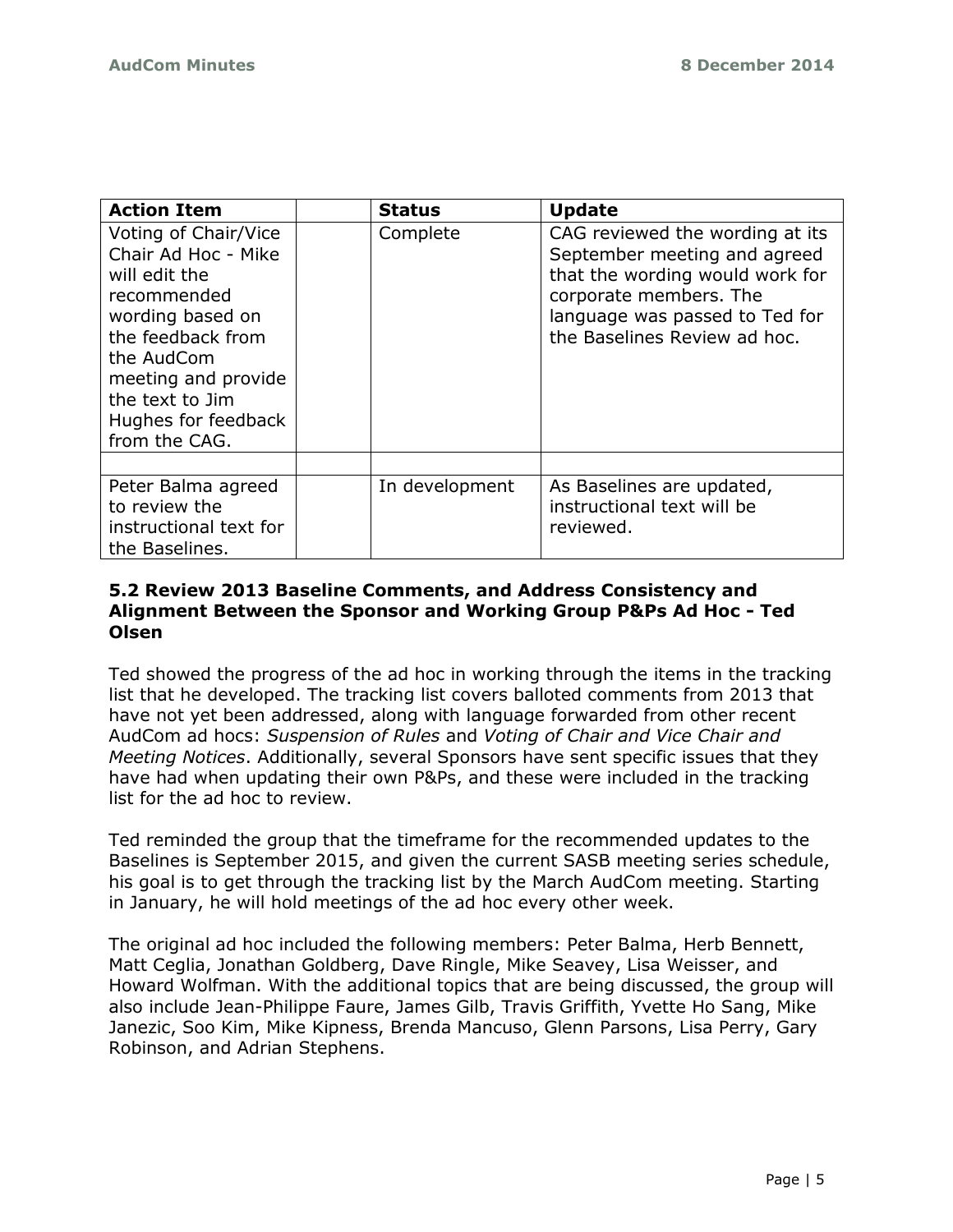| Action Item | | Status | Update |
|---|---|---|---|
| Voting of Chair/Vice Chair Ad Hoc - Mike will edit the recommended wording based on the feedback from the AudCom meeting and provide the text to Jim Hughes for feedback from the CAG. | | Complete | CAG reviewed the wording at its September meeting and agreed that the wording would work for corporate members. The language was passed to Ted for the Baselines Review ad hoc. |
| | | | |
| Peter Balma agreed to review the instructional text for the Baselines. | | In development | As Baselines are updated, instructional text will be reviewed. |

### 5.2 Review 2013 Baseline Comments, and Address Consistency and Alignment Between the Sponsor and Working Group P&Ps Ad Hoc - Ted Olsen

Ted showed the progress of the ad hoc in working through the items in the tracking list that he developed. The tracking list covers balloted comments from 2013 that have not yet been addressed, along with language forwarded from other recent AudCom ad hocs: *Suspension of Rules* and *Voting of Chair and Vice Chair and Meeting Notices*. Additionally, several Sponsors have sent specific issues that they have had when updating their own P&Ps, and these were included in the tracking list for the ad hoc to review.

Ted reminded the group that the timeframe for the recommended updates to the Baselines is September 2015, and given the current SASB meeting series schedule, his goal is to get through the tracking list by the March AudCom meeting. Starting in January, he will hold meetings of the ad hoc every other week.

The original ad hoc included the following members: Peter Balma, Herb Bennett, Matt Ceglia, Jonathan Goldberg, Dave Ringle, Mike Seavey, Lisa Weisser, and Howard Wolfman. With the additional topics that are being discussed, the group will also include Jean-Philippe Faure, James Gilb, Travis Griffith, Yvette Ho Sang, Mike Janezic, Soo Kim, Mike Kipness, Brenda Mancuso, Glenn Parsons, Lisa Perry, Gary Robinson, and Adrian Stephens.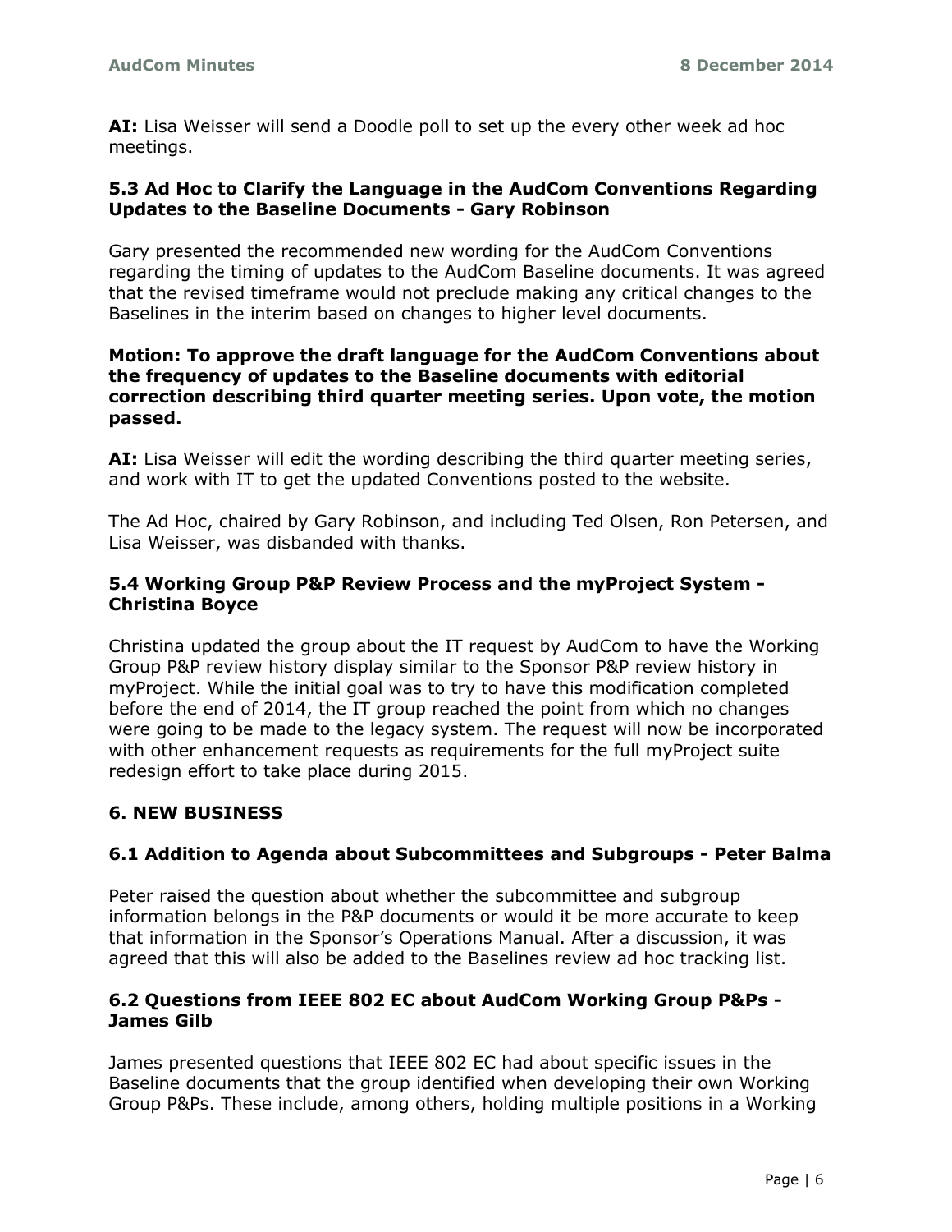**AI:** Lisa Weisser will send a Doodle poll to set up the every other week ad hoc meetings.

### 5.3 Ad Hoc to Clarify the Language in the AudCom Conventions Regarding Updates to the Baseline Documents - Gary Robinson

Gary presented the recommended new wording for the AudCom Conventions regarding the timing of updates to the AudCom Baseline documents. It was agreed that the revised timeframe would not preclude making any critical changes to the Baselines in the interim based on changes to higher level documents.

**Motion: To approve the draft language for the AudCom Conventions about the frequency of updates to the Baseline documents with editorial correction describing third quarter meeting series. Upon vote, the motion passed.**

**AI:** Lisa Weisser will edit the wording describing the third quarter meeting series, and work with IT to get the updated Conventions posted to the website.

The Ad Hoc, chaired by Gary Robinson, and including Ted Olsen, Ron Petersen, and Lisa Weisser, was disbanded with thanks.

### 5.4 Working Group P&P Review Process and the myProject System - Christina Boyce

Christina updated the group about the IT request by AudCom to have the Working Group P&P review history display similar to the Sponsor P&P review history in myProject. While the initial goal was to try to have this modification completed before the end of 2014, the IT group reached the point from which no changes were going to be made to the legacy system. The request will now be incorporated with other enhancement requests as requirements for the full myProject suite redesign effort to take place during 2015.

## 6. NEW BUSINESS

### 6.1 Addition to Agenda about Subcommittees and Subgroups - Peter Balma

Peter raised the question about whether the subcommittee and subgroup information belongs in the P&P documents or would it be more accurate to keep that information in the Sponsor's Operations Manual. After a discussion, it was agreed that this will also be added to the Baselines review ad hoc tracking list.

### 6.2 Questions from IEEE 802 EC about AudCom Working Group P&Ps - James Gilb

James presented questions that IEEE 802 EC had about specific issues in the Baseline documents that the group identified when developing their own Working Group P&Ps. These include, among others, holding multiple positions in a Working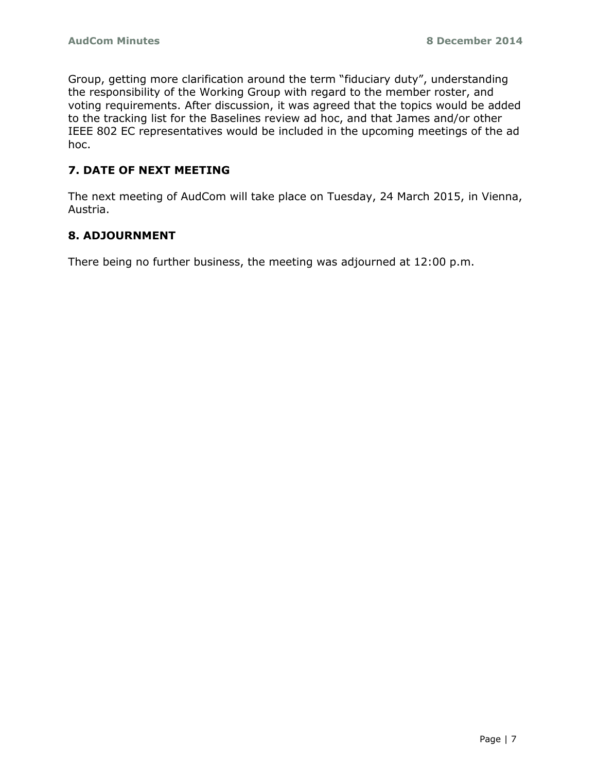Group, getting more clarification around the term "fiduciary duty", understanding the responsibility of the Working Group with regard to the member roster, and voting requirements. After discussion, it was agreed that the topics would be added to the tracking list for the Baselines review ad hoc, and that James and/or other IEEE 802 EC representatives would be included in the upcoming meetings of the ad hoc.

## 7. DATE OF NEXT MEETING

The next meeting of AudCom will take place on Tuesday, 24 March 2015, in Vienna, Austria.

## 8. ADJOURNMENT

There being no further business, the meeting was adjourned at 12:00 p.m.